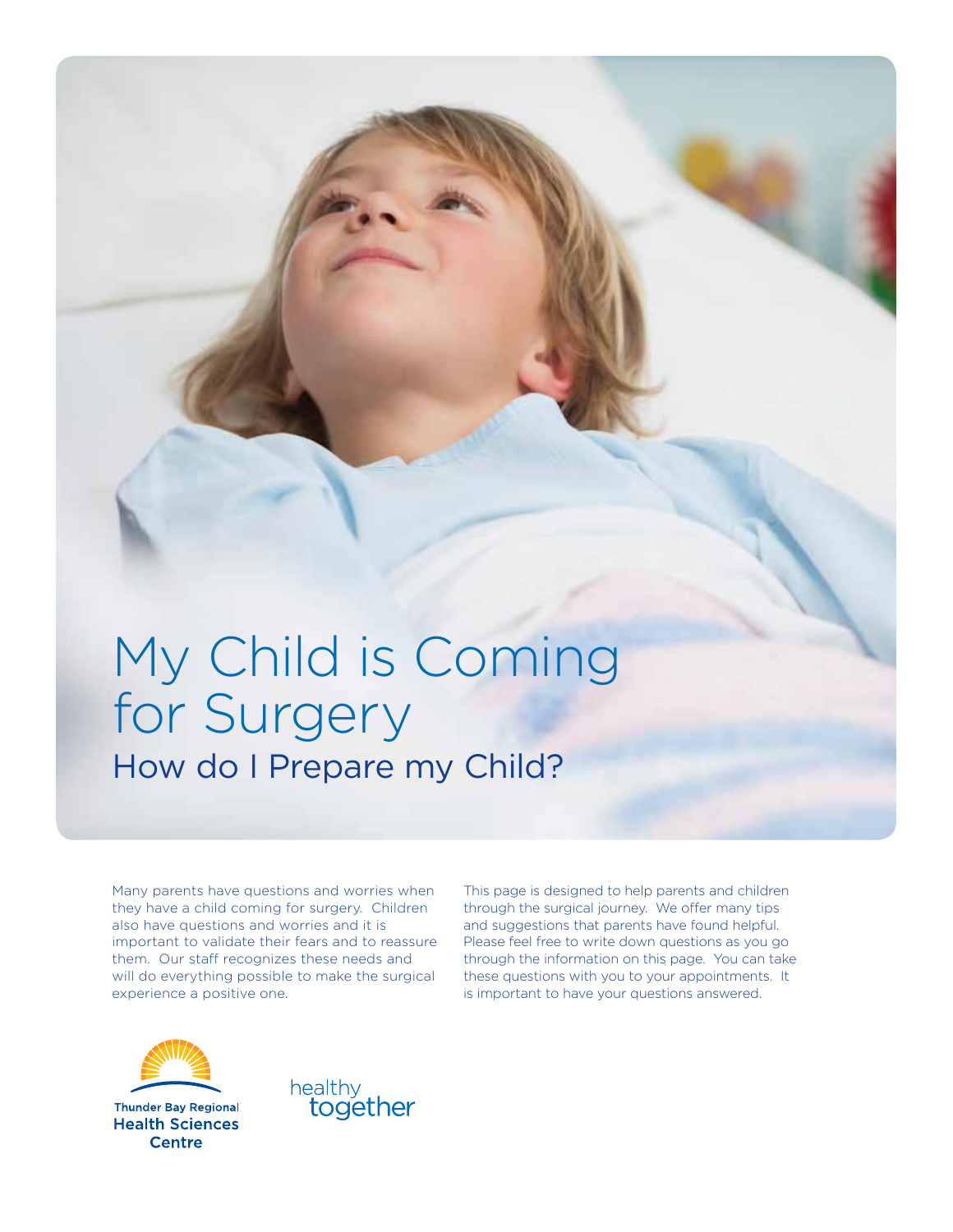# My Child is Coming for Surgery

## How do I Prepare my Child?

Many parents have questions and worries when they have a child coming for surgery. Children also have questions and worries and it is important to validate their fears and to reassure them. Our staff recognizes these needs and will do everything possible to make the surgical experience a positive one.

This page is designed to help parents and children through the surgical journey. We offer many tips and suggestions that parents have found helpful. Please feel free to write down questions as you go through the information on this page. You can take these questions with you to your appointments. It is important to have your questions answered.

Thunder Bay Regional Health Sciences Centre

healthy together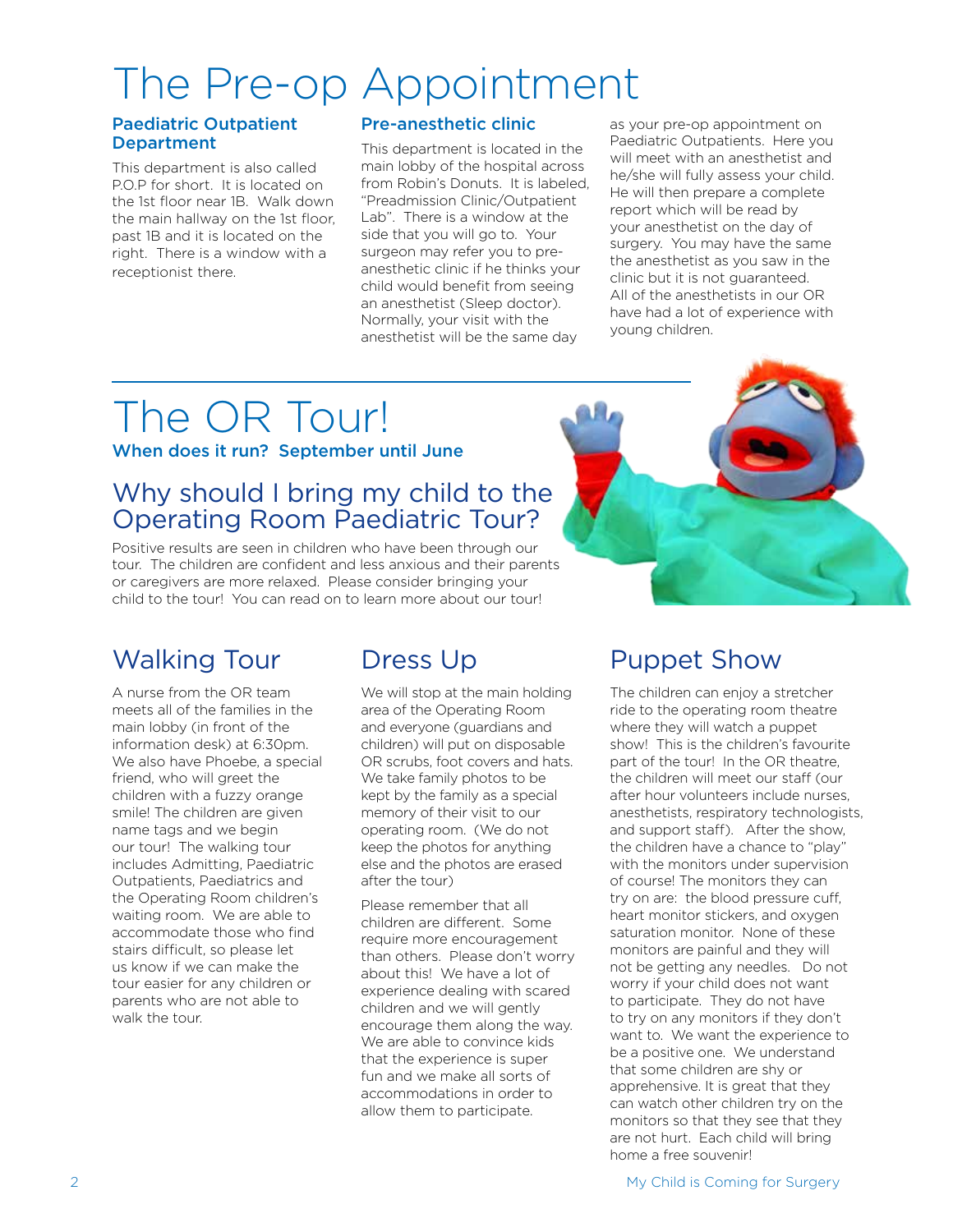# The Pre-op Appointment

### Paediatric Outpatient Department

This department is also called P.O.P for short. It is located on the 1st floor near 1B. Walk down the main hallway on the 1st floor, past 1B and it is located on the right. There is a window with a receptionist there.

### Pre-anesthetic clinic

This department is located in the main lobby of the hospital across from Robin's Donuts. It is labeled, "Preadmission Clinic/Outpatient Lab". There is a window at the side that you will go to. Your surgeon may refer you to pre-anesthetic clinic if he thinks your child would benefit from seeing an anesthetist (Sleep doctor). Normally, your visit with the anesthetist will be the same day as your pre-op appointment on Paediatric Outpatients. Here you will meet with an anesthetist and he/she will fully assess your child. He will then prepare a complete report which will be read by your anesthetist on the day of surgery. You may have the same the anesthetist as you saw in the clinic but it is not guaranteed. All of the anesthetists in our OR have had a lot of experience with young children.

# The OR Tour!

**When does it run? September until June**

## Why should I bring my child to the Operating Room Paediatric Tour?

Positive results are seen in children who have been through our tour. The children are confident and less anxious and their parents or caregivers are more relaxed. Please consider bringing your child to the tour! You can read on to learn more about our tour!

## Walking Tour

A nurse from the OR team meets all of the families in the main lobby (in front of the information desk) at 6:30pm. We also have Phoebe, a special friend, who will greet the children with a fuzzy orange smile! The children are given name tags and we begin our tour! The walking tour includes Admitting, Paediatric Outpatients, Paediatrics and the Operating Room children's waiting room. We are able to accommodate those who find stairs difficult, so please let us know if we can make the tour easier for any children or parents who are not able to walk the tour.

## Dress Up

We will stop at the main holding area of the Operating Room and everyone (guardians and children) will put on disposable OR scrubs, foot covers and hats. We take family photos to be kept by the family as a special memory of their visit to our operating room. (We do not keep the photos for anything else and the photos are erased after the tour)

Please remember that all children are different. Some require more encouragement than others. Please don't worry about this! We have a lot of experience dealing with scared children and we will gently encourage them along the way. We are able to convince kids that the experience is super fun and we make all sorts of accommodations in order to allow them to participate.

## Puppet Show

The children can enjoy a stretcher ride to the operating room theatre where they will watch a puppet show! This is the children's favourite part of the tour! In the OR theatre, the children will meet our staff (our after hour volunteers include nurses, anesthetists, respiratory technologists, and support staff). After the show, the children have a chance to "play" with the monitors under supervision of course! The monitors they can try on are: the blood pressure cuff, heart monitor stickers, and oxygen saturation monitor. None of these monitors are painful and they will not be getting any needles. Do not worry if your child does not want to participate. They do not have to try on any monitors if they don't want to. We want the experience to be a positive one. We understand that some children are shy or apprehensive. It is great that they can watch other children try on the monitors so that they see that they are not hurt. Each child will bring home a free souvenir!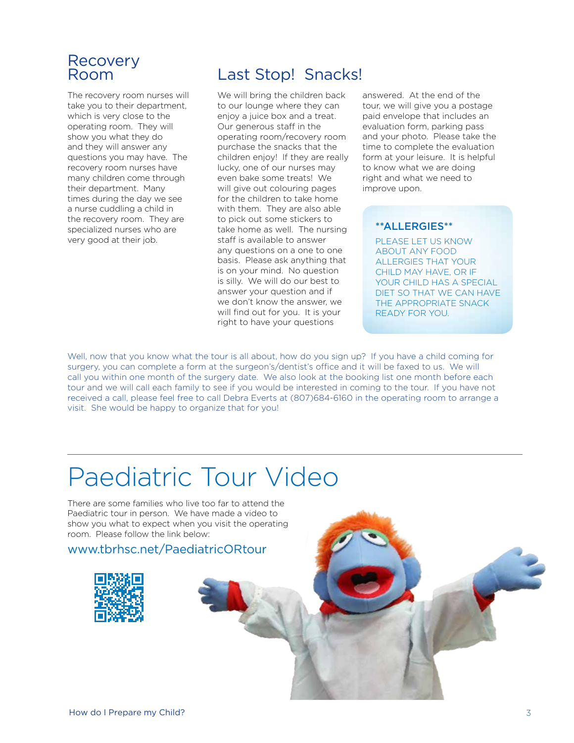## Recovery Room

The recovery room nurses will take you to their department, which is very close to the operating room. They will show you what they do and they will answer any questions you may have. The recovery room nurses have many children come through their department. Many times during the day we see a nurse cuddling a child in the recovery room. They are specialized nurses who are very good at their job.

## Last Stop! Snacks!

We will bring the children back to our lounge where they can enjoy a juice box and a treat. Our generous staff in the operating room/recovery room purchase the snacks that the children enjoy! If they are really lucky, one of our nurses may even bake some treats! We will give out colouring pages for the children to take home with them. They are also able to pick out some stickers to take home as well. The nursing staff is available to answer any questions on a one to one basis. Please ask anything that is on your mind. No question is silly. We will do our best to answer your question and if we don't know the answer, we will find out for you. It is your right to have your questions answered. At the end of the tour, we will give you a postage paid envelope that includes an evaluation form, parking pass and your photo. Please take the time to complete the evaluation form at your leisure. It is helpful to know what we are doing right and what we need to improve upon.

**\*\*ALLERGIES\*\***

PLEASE LET US KNOW ABOUT ANY FOOD ALLERGIES THAT YOUR CHILD MAY HAVE, OR IF YOUR CHILD HAS A SPECIAL DIET SO THAT WE CAN HAVE THE APPROPRIATE SNACK READY FOR YOU.

Well, now that you know what the tour is all about, how do you sign up? If you have a child coming for surgery, you can complete a form at the surgeon's/dentist's office and it will be faxed to us. We will call you within one month of the surgery date. We also look at the booking list one month before each tour and we will call each family to see if you would be interested in coming to the tour. If you have not received a call, please feel free to call Debra Everts at (807)684-6160 in the operating room to arrange a visit. She would be happy to organize that for you!

# Paediatric Tour Video

There are some families who live too far to attend the Paediatric tour in person. We have made a video to show you what to expect when you visit the operating room. Please follow the link below:

www.tbrhsc.net/PaediatricORtour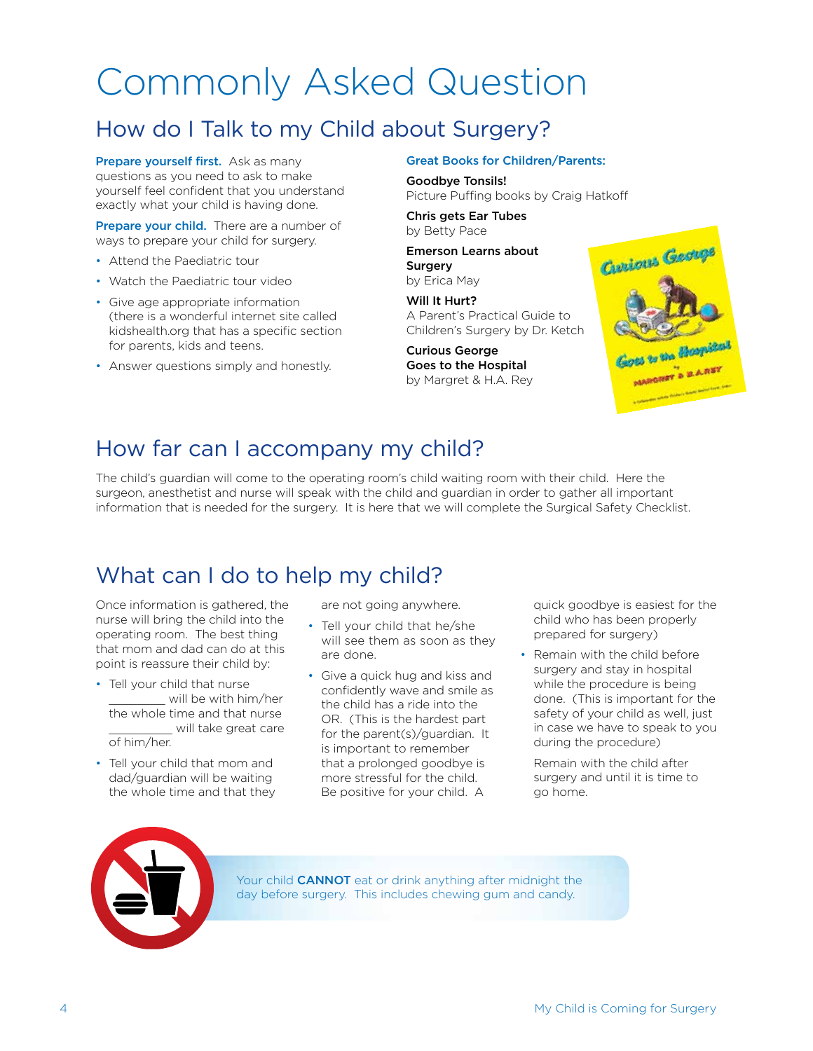# Commonly Asked Question

## How do I Talk to my Child about Surgery?

**Prepare yourself first.** Ask as many questions as you need to ask to make yourself feel confident that you understand exactly what your child is having done.

**Prepare your child.** There are a number of ways to prepare your child for surgery.

- Attend the Paediatric tour
- Watch the Paediatric tour video
- Give age appropriate information (there is a wonderful internet site called kidshealth.org that has a specific section for parents, kids and teens.
- Answer questions simply and honestly.

**Great Books for Children/Parents:**

**Goodbye Tonsils!**
Picture Puffing books by Craig Hatkoff

**Chris gets Ear Tubes**
by Betty Pace

**Emerson Learns about Surgery**
by Erica May

**Will It Hurt?**
A Parent's Practical Guide to Children's Surgery by Dr. Ketch

**Curious George Goes to the Hospital**
by Margret & H.A. Rey

## How far can I accompany my child?

The child's guardian will come to the operating room's child waiting room with their child. Here the surgeon, anesthetist and nurse will speak with the child and guardian in order to gather all important information that is needed for the surgery. It is here that we will complete the Surgical Safety Checklist.

## What can I do to help my child?

Once information is gathered, the nurse will bring the child into the operating room. The best thing that mom and dad can do at this point is reassure their child by:

- Tell your child that nurse _________ will be with him/her the whole time and that nurse __________ will take great care of him/her.
- Tell your child that mom and dad/guardian will be waiting the whole time and that they are not going anywhere.
- Tell your child that he/she will see them as soon as they are done.
- Give a quick hug and kiss and confidently wave and smile as the child has a ride into the OR. (This is the hardest part for the parent(s)/guardian. It is important to remember that a prolonged goodbye is more stressful for the child. Be positive for your child. A quick goodbye is easiest for the child who has been properly prepared for surgery)
- Remain with the child before surgery and stay in hospital while the procedure is being done. (This is important for the safety of your child as well, just in case we have to speak to you during the procedure)

Remain with the child after surgery and until it is time to go home.

Your child **CANNOT** eat or drink anything after midnight the day before surgery. This includes chewing gum and candy.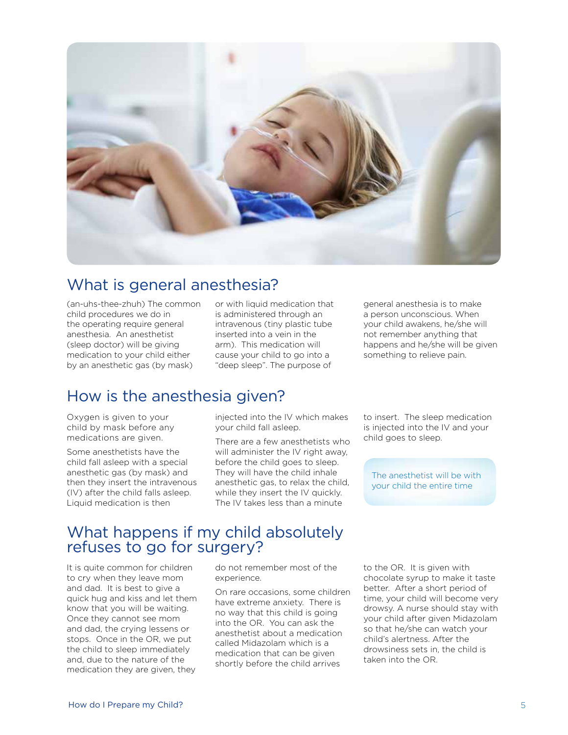## What is general anesthesia?

(an-uhs-thee-zhuh) The common child procedures we do in the operating require general anesthesia. An anesthetist (sleep doctor) will be giving medication to your child either by an anesthetic gas (by mask) or with liquid medication that is administered through an intravenous (tiny plastic tube inserted into a vein in the arm). This medication will cause your child to go into a "deep sleep". The purpose of general anesthesia is to make a person unconscious. When your child awakens, he/she will not remember anything that happens and he/she will be given something to relieve pain.

## How is the anesthesia given?

Oxygen is given to your child by mask before any medications are given.

Some anesthetists have the child fall asleep with a special anesthetic gas (by mask) and then they insert the intravenous (IV) after the child falls asleep. Liquid medication is then injected into the IV which makes your child fall asleep.

There are a few anesthetists who will administer the IV right away, before the child goes to sleep. They will have the child inhale anesthetic gas, to relax the child, while they insert the IV quickly. The IV takes less than a minute to insert. The sleep medication is injected into the IV and your child goes to sleep.

The anesthetist will be with your child the entire time

## What happens if my child absolutely refuses to go for surgery?

It is quite common for children to cry when they leave mom and dad. It is best to give a quick hug and kiss and let them know that you will be waiting. Once they cannot see mom and dad, the crying lessens or stops. Once in the OR, we put the child to sleep immediately and, due to the nature of the medication they are given, they do not remember most of the experience.

On rare occasions, some children have extreme anxiety. There is no way that this child is going into the OR. You can ask the anesthetist about a medication called Midazolam which is a medication that can be given shortly before the child arrives to the OR. It is given with chocolate syrup to make it taste better. After a short period of time, your child will become very drowsy. A nurse should stay with your child after given Midazolam so that he/she can watch your child's alertness. After the drowsiness sets in, the child is taken into the OR.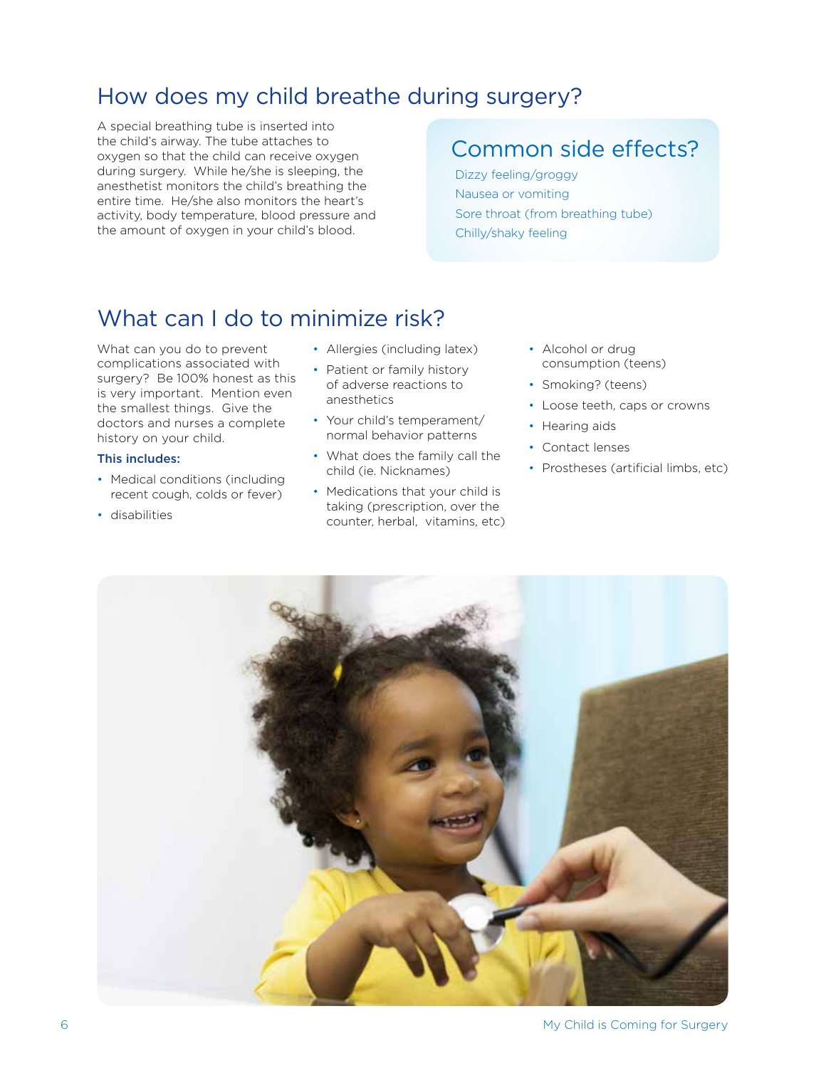## How does my child breathe during surgery?

A special breathing tube is inserted into the child's airway. The tube attaches to oxygen so that the child can receive oxygen during surgery. While he/she is sleeping, the anesthetist monitors the child's breathing the entire time. He/she also monitors the heart's activity, body temperature, blood pressure and the amount of oxygen in your child's blood.

### Common side effects?

Dizzy feeling/groggy
Nausea or vomiting
Sore throat (from breathing tube)
Chilly/shaky feeling

## What can I do to minimize risk?

What can you do to prevent complications associated with surgery? Be 100% honest as this is very important. Mention even the smallest things. Give the doctors and nurses a complete history on your child.

**This includes:**

- Medical conditions (including recent cough, colds or fever)
- disabilities
- Allergies (including latex)
- Patient or family history of adverse reactions to anesthetics
- Your child's temperament/ normal behavior patterns
- What does the family call the child (ie. Nicknames)
- Medications that your child is taking (prescription, over the counter, herbal, vitamins, etc)
- Alcohol or drug consumption (teens)
- Smoking? (teens)
- Loose teeth, caps or crowns
- Hearing aids
- Contact lenses
- Prostheses (artificial limbs, etc)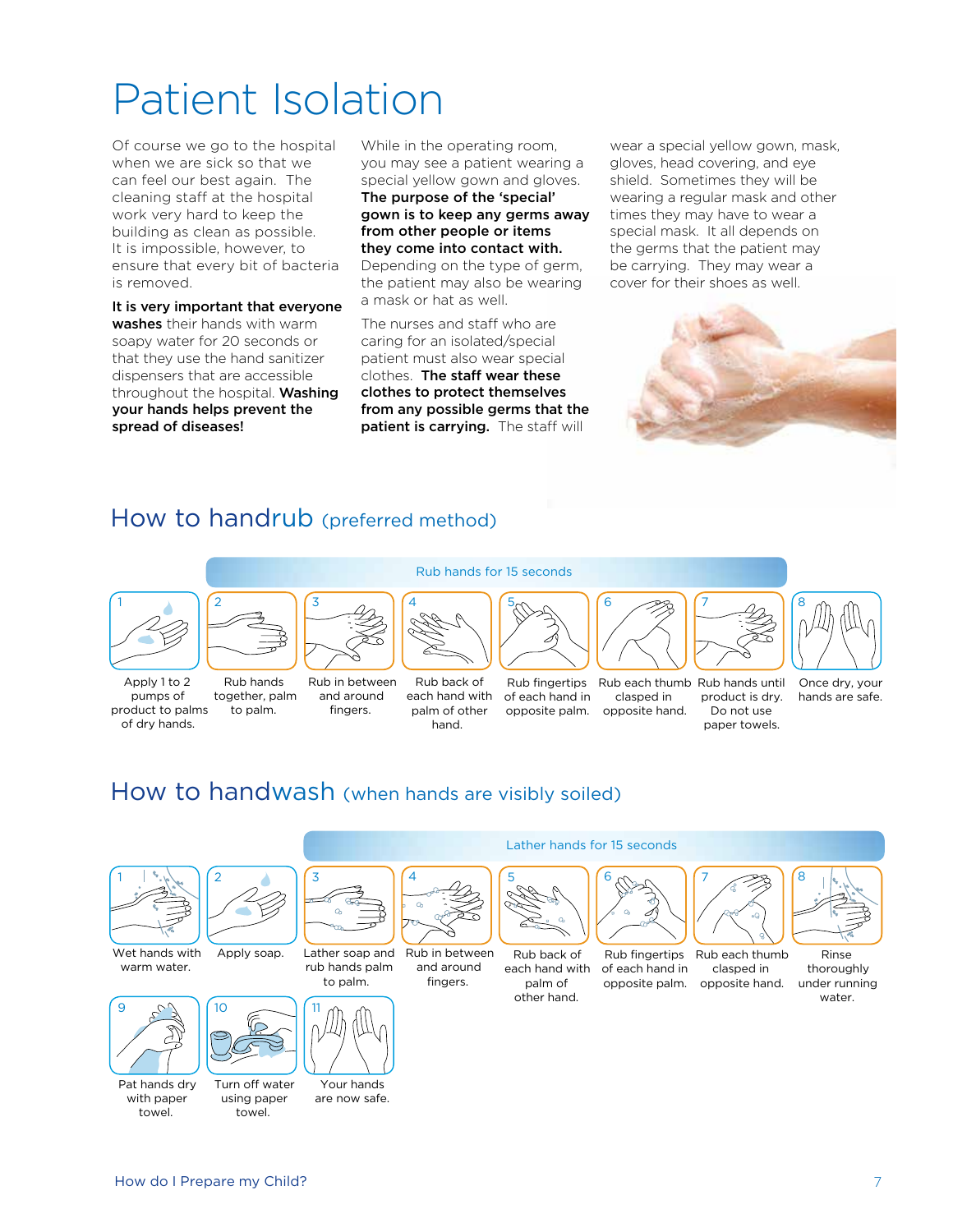# Patient Isolation

Of course we go to the hospital when we are sick so that we can feel our best again. The cleaning staff at the hospital work very hard to keep the building as clean as possible. It is impossible, however, to ensure that every bit of bacteria is removed.

**It is very important that everyone washes** their hands with warm soapy water for 20 seconds or that they use the hand sanitizer dispensers that are accessible throughout the hospital. **Washing your hands helps prevent the spread of diseases!**

While in the operating room, you may see a patient wearing a special yellow gown and gloves. **The purpose of the 'special' gown is to keep any germs away from other people or items they come into contact with.** Depending on the type of germ, the patient may also be wearing a mask or hat as well.

The nurses and staff who are caring for an isolated/special patient must also wear special clothes. **The staff wear these clothes to protect themselves from any possible germs that the patient is carrying.** The staff will wear a special yellow gown, mask, gloves, head covering, and eye shield. Sometimes they will be wearing a regular mask and other times they may have to wear a special mask. It all depends on the germs that the patient may be carrying. They may wear a cover for their shoes as well.

## How to handrub (preferred method)

Rub hands for 15 seconds

1. Apply 1 to 2 pumps of product to palms of dry hands.
2. Rub hands together, palm to palm.
3. Rub in between and around fingers.
4. Rub back of each hand with palm of other hand.
5. Rub fingertips of each hand in opposite palm.
6. Rub each thumb clasped in opposite hand.
7. Rub hands until product is dry. Do not use paper towels.
8. Once dry, your hands are safe.

## How to handwash (when hands are visibly soiled)

Lather hands for 15 seconds

1. Wet hands with warm water.
2. Apply soap.
3. Lather soap and rub hands palm to palm.
4. Rub in between and around fingers.
5. Rub back of each hand with palm of other hand.
6. Rub fingertips of each hand in opposite palm.
7. Rub each thumb clasped in opposite hand.
8. Rinse thoroughly under running water.
9. Pat hands dry with paper towel.
10. Turn off water using paper towel.
11. Your hands are now safe.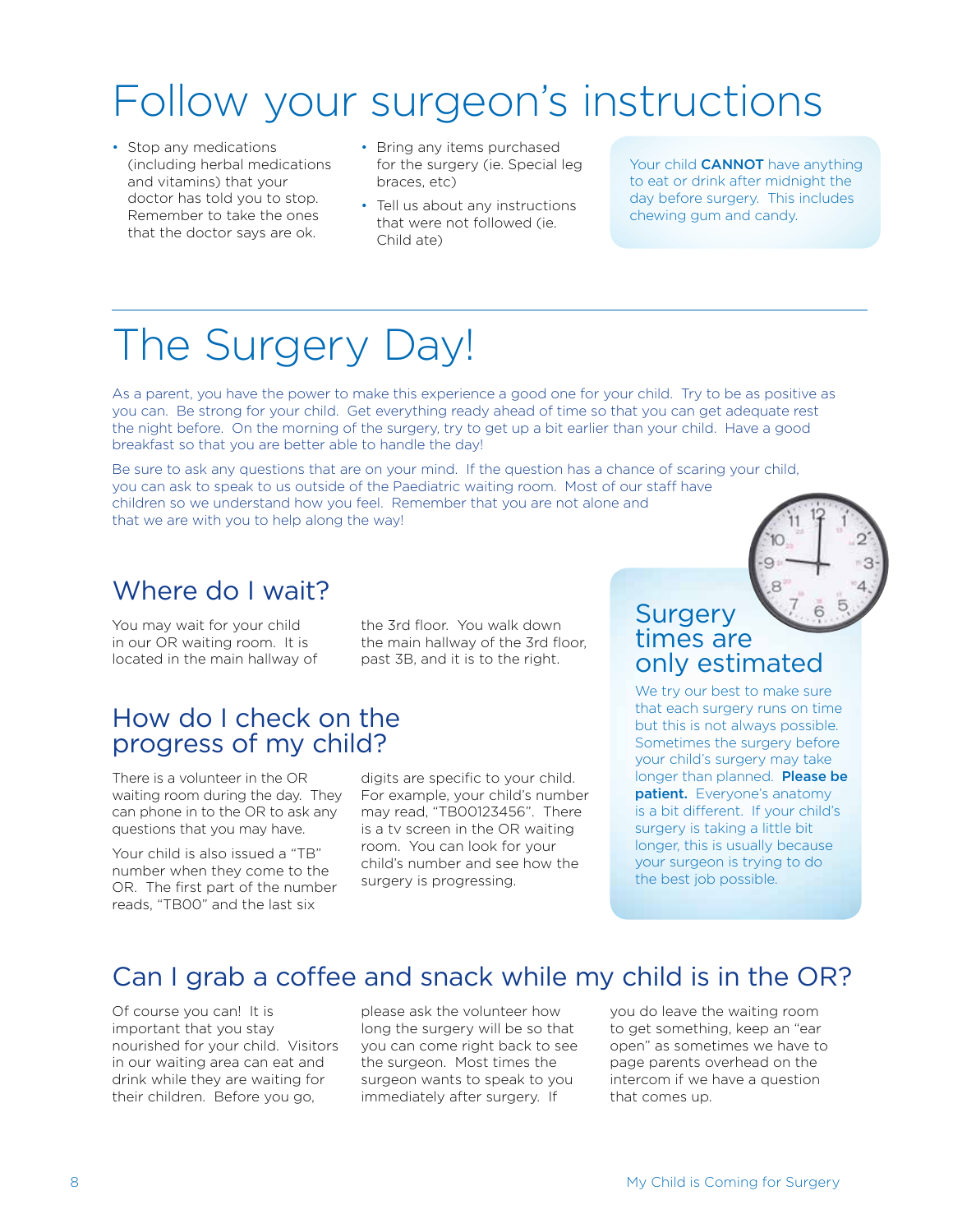# Follow your surgeon's instructions

- Stop any medications (including herbal medications and vitamins) that your doctor has told you to stop. Remember to take the ones that the doctor says are ok.
- Bring any items purchased for the surgery (ie. Special leg braces, etc)
- Tell us about any instructions that were not followed (ie. Child ate)

Your child **CANNOT** have anything to eat or drink after midnight the day before surgery. This includes chewing gum and candy.

# The Surgery Day!

As a parent, you have the power to make this experience a good one for your child. Try to be as positive as you can. Be strong for your child. Get everything ready ahead of time so that you can get adequate rest the night before. On the morning of the surgery, try to get up a bit earlier than your child. Have a good breakfast so that you are better able to handle the day!

Be sure to ask any questions that are on your mind. If the question has a chance of scaring your child, you can ask to speak to us outside of the Paediatric waiting room. Most of our staff have children so we understand how you feel. Remember that you are not alone and that we are with you to help along the way!

## Where do I wait?

You may wait for your child in our OR waiting room. It is located in the main hallway of the 3rd floor. You walk down the main hallway of the 3rd floor, past 3B, and it is to the right.

## How do I check on the progress of my child?

There is a volunteer in the OR waiting room during the day. They can phone in to the OR to ask any questions that you may have.

Your child is also issued a "TB" number when they come to the OR. The first part of the number reads, "TB00" and the last six digits are specific to your child. For example, your child's number may read, "TB00123456". There is a tv screen in the OR waiting room. You can look for your child's number and see how the surgery is progressing.

## Surgery times are only estimated

We try our best to make sure that each surgery runs on time but this is not always possible. Sometimes the surgery before your child's surgery may take longer than planned. **Please be patient.** Everyone's anatomy is a bit different. If your child's surgery is taking a little bit longer, this is usually because your surgeon is trying to do the best job possible.

## Can I grab a coffee and snack while my child is in the OR?

Of course you can! It is important that you stay nourished for your child. Visitors in our waiting area can eat and drink while they are waiting for their children. Before you go, please ask the volunteer how long the surgery will be so that you can come right back to see the surgeon. Most times the surgeon wants to speak to you immediately after surgery. If you do leave the waiting room to get something, keep an "ear open" as sometimes we have to page parents overhead on the intercom if we have a question that comes up.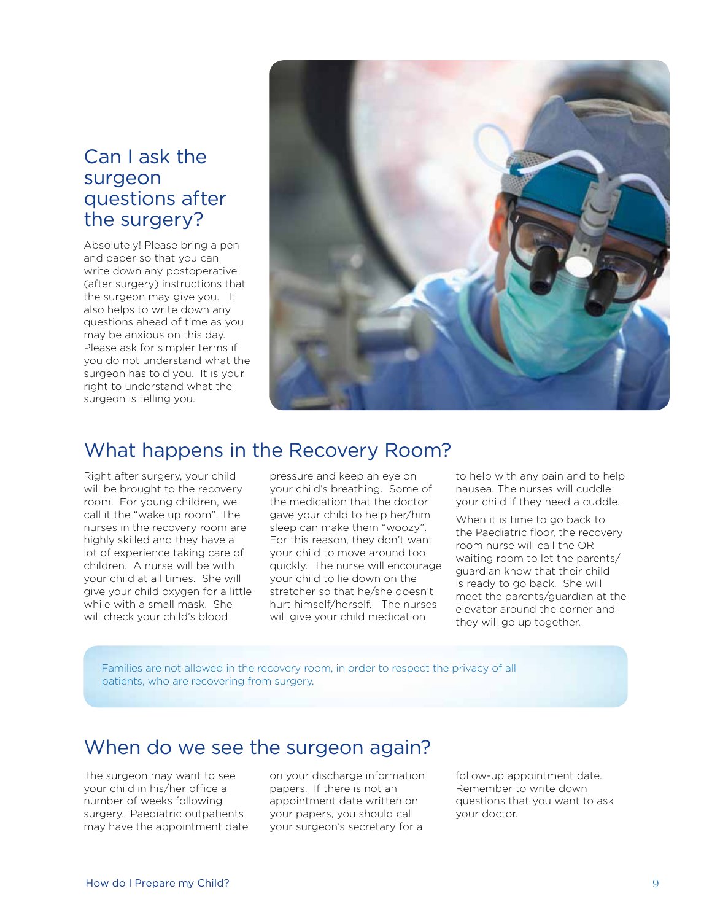## Can I ask the surgeon questions after the surgery?

Absolutely! Please bring a pen and paper so that you can write down any postoperative (after surgery) instructions that the surgeon may give you. It also helps to write down any questions ahead of time as you may be anxious on this day. Please ask for simpler terms if you do not understand what the surgeon has told you. It is your right to understand what the surgeon is telling you.

## What happens in the Recovery Room?

Right after surgery, your child will be brought to the recovery room. For young children, we call it the "wake up room". The nurses in the recovery room are highly skilled and they have a lot of experience taking care of children. A nurse will be with your child at all times. She will give your child oxygen for a little while with a small mask. She will check your child's blood pressure and keep an eye on your child's breathing. Some of the medication that the doctor gave your child to help her/him sleep can make them "woozy". For this reason, they don't want your child to move around too quickly. The nurse will encourage your child to lie down on the stretcher so that he/she doesn't hurt himself/herself. The nurses will give your child medication to help with any pain and to help nausea. The nurses will cuddle your child if they need a cuddle.

When it is time to go back to the Paediatric floor, the recovery room nurse will call the OR waiting room to let the parents/guardian know that their child is ready to go back. She will meet the parents/guardian at the elevator around the corner and they will go up together.

Families are not allowed in the recovery room, in order to respect the privacy of all patients, who are recovering from surgery.

## When do we see the surgeon again?

The surgeon may want to see your child in his/her office a number of weeks following surgery. Paediatric outpatients may have the appointment date on your discharge information papers. If there is not an appointment date written on your papers, you should call your surgeon's secretary for a follow-up appointment date. Remember to write down questions that you want to ask your doctor.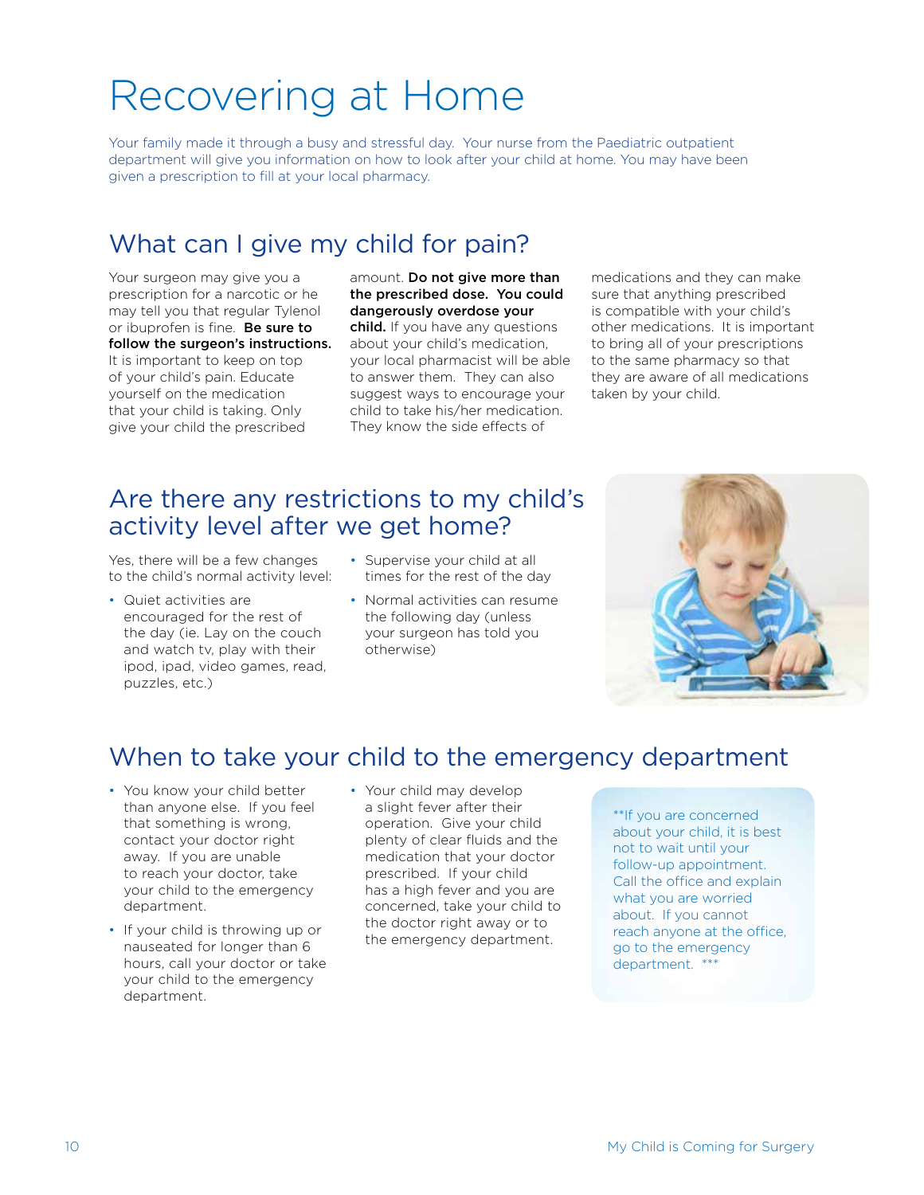# Recovering at Home

Your family made it through a busy and stressful day. Your nurse from the Paediatric outpatient department will give you information on how to look after your child at home. You may have been given a prescription to fill at your local pharmacy.

## What can I give my child for pain?

Your surgeon may give you a prescription for a narcotic or he may tell you that regular Tylenol or ibuprofen is fine. **Be sure to follow the surgeon's instructions.** It is important to keep on top of your child's pain. Educate yourself on the medication that your child is taking. Only give your child the prescribed amount. **Do not give more than the prescribed dose. You could dangerously overdose your child.** If you have any questions about your child's medication, your local pharmacist will be able to answer them. They can also suggest ways to encourage your child to take his/her medication. They know the side effects of medications and they can make sure that anything prescribed is compatible with your child's other medications. It is important to bring all of your prescriptions to the same pharmacy so that they are aware of all medications taken by your child.

## Are there any restrictions to my child's activity level after we get home?

Yes, there will be a few changes to the child's normal activity level:

- Quiet activities are encouraged for the rest of the day (ie. Lay on the couch and watch tv, play with their ipod, ipad, video games, read, puzzles, etc.)
- Supervise your child at all times for the rest of the day
- Normal activities can resume the following day (unless your surgeon has told you otherwise)

## When to take your child to the emergency department

- You know your child better than anyone else. If you feel that something is wrong, contact your doctor right away. If you are unable to reach your doctor, take your child to the emergency department.
- If your child is throwing up or nauseated for longer than 6 hours, call your doctor or take your child to the emergency department.
- Your child may develop a slight fever after their operation. Give your child plenty of clear fluids and the medication that your doctor prescribed. If your child has a high fever and you are concerned, take your child to the doctor right away or to the emergency department.

**If you are concerned about your child, it is best not to wait until your follow-up appointment. Call the office and explain what you are worried about. If you cannot reach anyone at the office, go to the emergency department. ***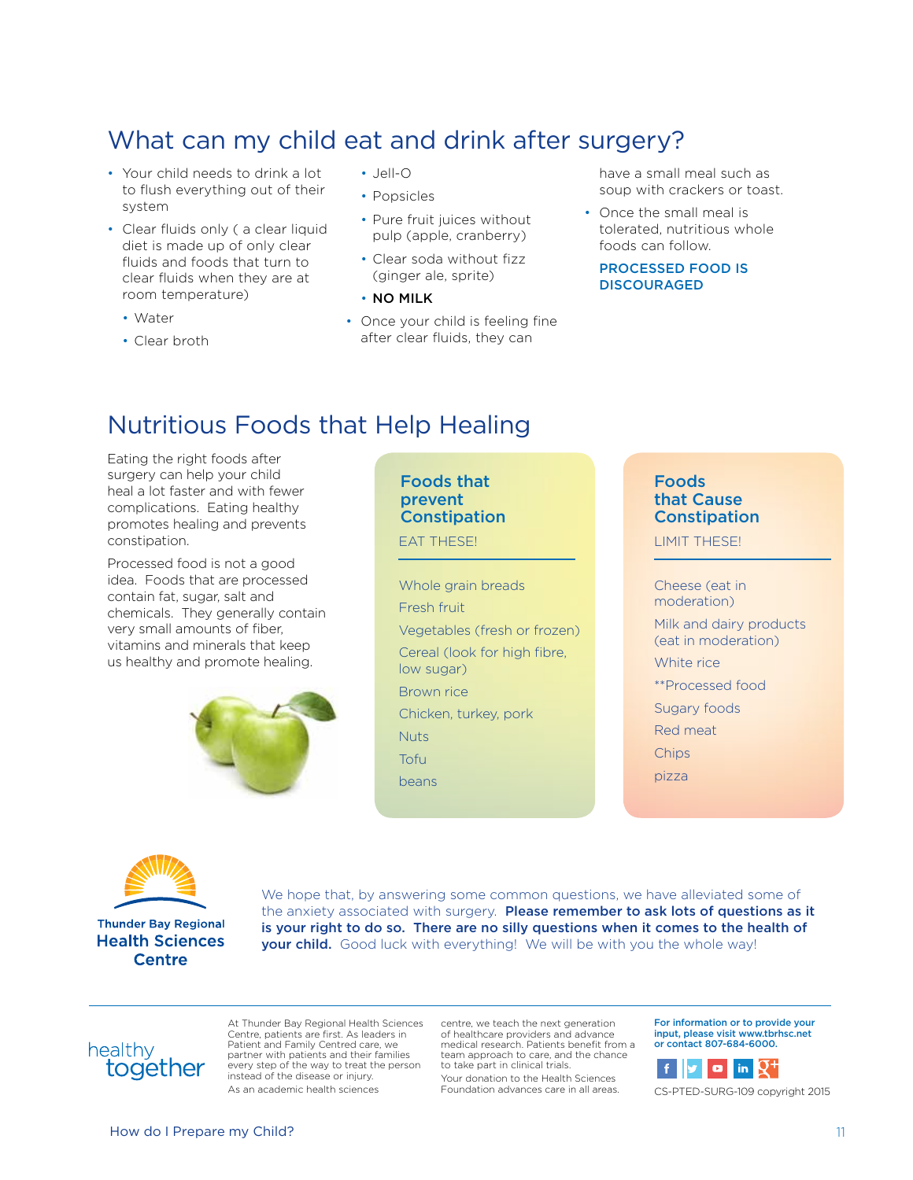## What can my child eat and drink after surgery?

- Your child needs to drink a lot to flush everything out of their system
- Clear fluids only ( a clear liquid diet is made up of only clear fluids and foods that turn to clear fluids when they are at room temperature)
  - Water
  - Clear broth
  - Jell-O
  - Popsicles
  - Pure fruit juices without pulp (apple, cranberry)
  - Clear soda without fizz (ginger ale, sprite)
  - **NO MILK**
- Once your child is feeling fine after clear fluids, they can have a small meal such as soup with crackers or toast.
- Once the small meal is tolerated, nutritious whole foods can follow.

**PROCESSED FOOD IS DISCOURAGED**

## Nutritious Foods that Help Healing

Eating the right foods after surgery can help your child heal a lot faster and with fewer complications. Eating healthy promotes healing and prevents constipation.

Processed food is not a good idea. Foods that are processed contain fat, sugar, salt and chemicals. They generally contain very small amounts of fiber, vitamins and minerals that keep us healthy and promote healing.

### Foods that prevent Constipation

EAT THESE!

- Whole grain breads
- Fresh fruit
- Vegetables (fresh or frozen)
- Cereal (look for high fibre, low sugar)
- Brown rice
- Chicken, turkey, pork
- Nuts
- Tofu
- beans

### Foods that Cause Constipation

LIMIT THESE!

- Cheese (eat in moderation)
- Milk and dairy products (eat in moderation)
- White rice
- **Processed food
- Sugary foods
- Red meat
- Chips
- pizza

Thunder Bay Regional Health Sciences Centre

We hope that, by answering some common questions, we have alleviated some of the anxiety associated with surgery. **Please remember to ask lots of questions as it is your right to do so. There are no silly questions when it comes to the health of your child.** Good luck with everything! We will be with you the whole way!

healthy together

At Thunder Bay Regional Health Sciences Centre, patients are first. As leaders in Patient and Family Centred care, we partner with patients and their families every step of the way to treat the person instead of the disease or injury. As an academic health sciences centre, we teach the next generation of healthcare providers and advance medical research. Patients benefit from a team approach to care, and the chance to take part in clinical trials.

Your donation to the Health Sciences Foundation advances care in all areas.

**For information or to provide your input, please visit www.tbrhsc.net or contact 807-684-6000.**

CS-PTED-SURG-109 copyright 2015

How do I Prepare my Child?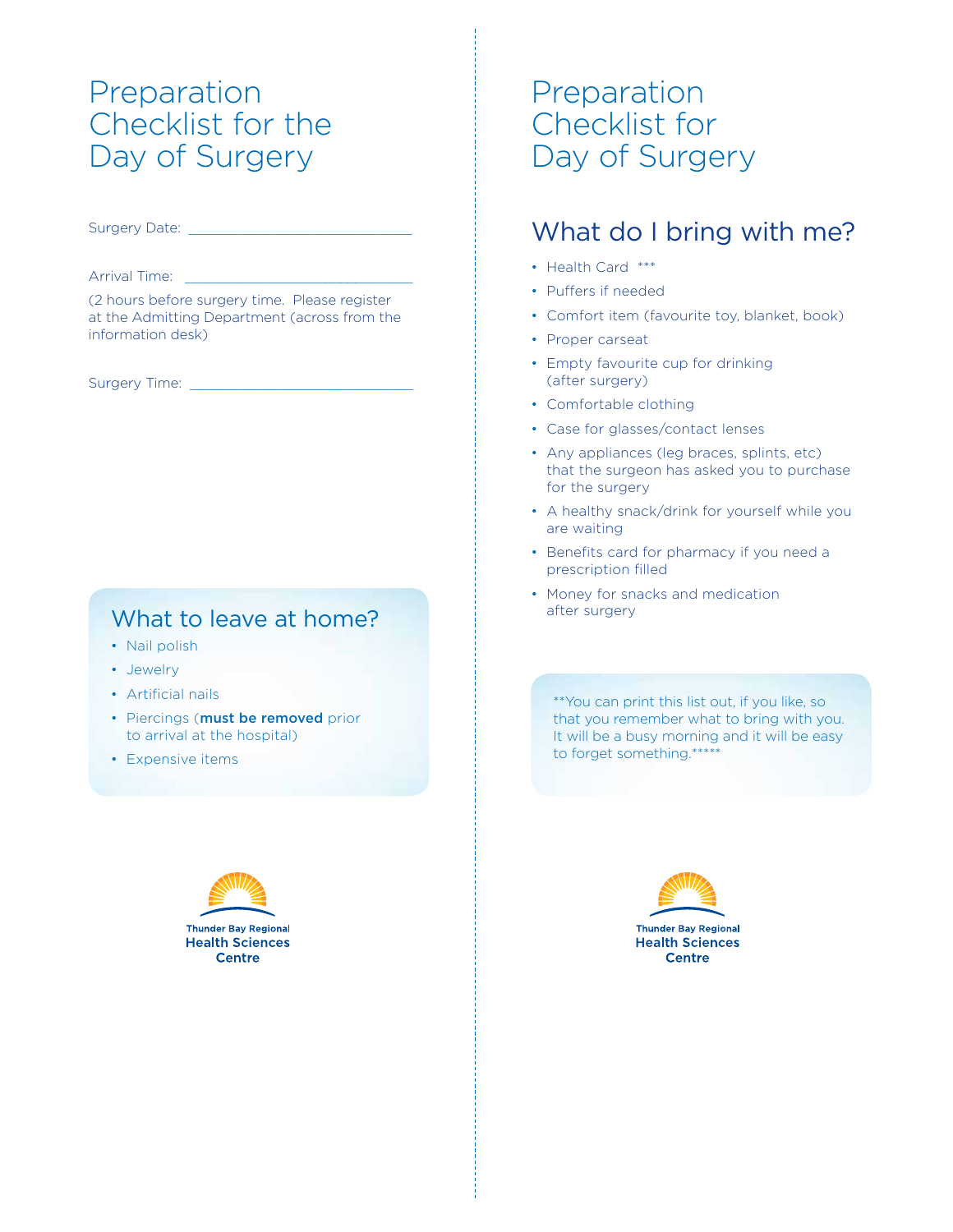# Preparation Checklist for the Day of Surgery

Surgery Date: ___________________________

Arrival Time: ___________________________

(2 hours before surgery time. Please register at the Admitting Department (across from the information desk)

Surgery Time: ___________________________

## What to leave at home?

- Nail polish
- Jewelry
- Artificial nails
- Piercings (**must be removed** prior to arrival at the hospital)
- Expensive items

Thunder Bay Regional Health Sciences Centre

# Preparation Checklist for Day of Surgery

## What do I bring with me?

- Health Card ***
- Puffers if needed
- Comfort item (favourite toy, blanket, book)
- Proper carseat
- Empty favourite cup for drinking (after surgery)
- Comfortable clothing
- Case for glasses/contact lenses
- Any appliances (leg braces, splints, etc) that the surgeon has asked you to purchase for the surgery
- A healthy snack/drink for yourself while you are waiting
- Benefits card for pharmacy if you need a prescription filled
- Money for snacks and medication after surgery

**You can print this list out, if you like, so that you remember what to bring with you. It will be a busy morning and it will be easy to forget something.*****

Thunder Bay Regional Health Sciences Centre